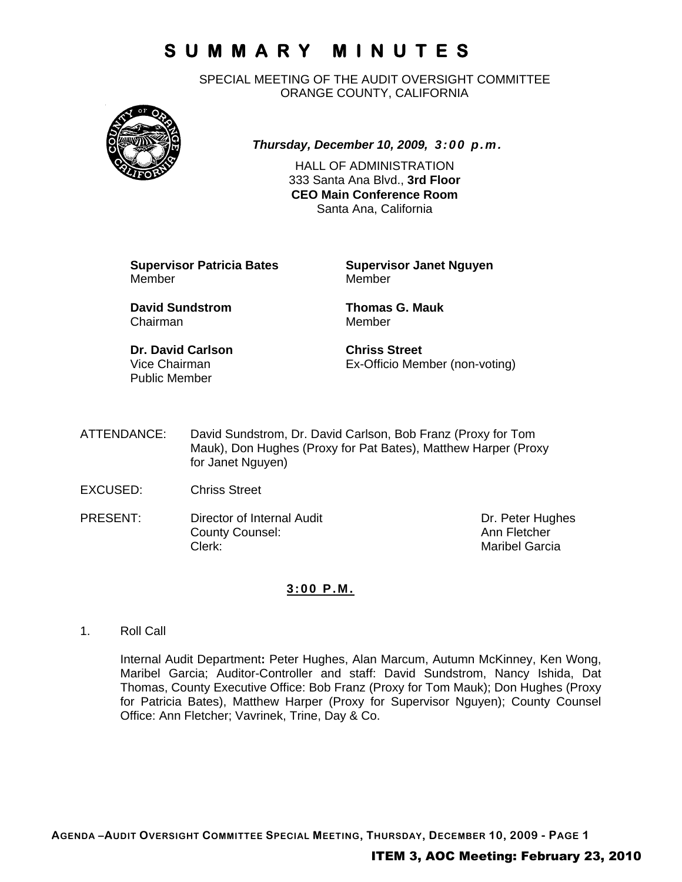# SUMMARY MINUTES

SPECIAL MEETING OF THE AUDIT OVERSIGHT COMMITTEE
ORANGE COUNTY, CALIFORNIA

***Thursday, December 10, 2009, 3:00 p.m.***

HALL OF ADMINISTRATION
333 Santa Ana Blvd., **3rd Floor**
**CEO Main Conference Room**
Santa Ana, California

**Supervisor Patricia Bates**
Member

**Supervisor Janet Nguyen**
Member

**David Sundstrom**
Chairman

**Thomas G. Mauk**
Member

**Dr. David Carlson**
Vice Chairman
Public Member

**Chriss Street**
Ex-Officio Member (non-voting)

ATTENDANCE: David Sundstrom, Dr. David Carlson, Bob Franz (Proxy for Tom Mauk), Don Hughes (Proxy for Pat Bates), Matthew Harper (Proxy for Janet Nguyen)

EXCUSED: Chriss Street

PRESENT:

| | |
|---|---|
| Director of Internal Audit | Dr. Peter Hughes |
| County Counsel: | Ann Fletcher |
| Clerk: | Maribel Garcia |

**3:00 P.M.**

1. Roll Call

   Internal Audit Department**:** Peter Hughes, Alan Marcum, Autumn McKinney, Ken Wong, Maribel Garcia; Auditor-Controller and staff: David Sundstrom, Nancy Ishida, Dat Thomas, County Executive Office: Bob Franz (Proxy for Tom Mauk); Don Hughes (Proxy for Patricia Bates), Matthew Harper (Proxy for Supervisor Nguyen); County Counsel Office: Ann Fletcher; Vavrinek, Trine, Day & Co.

ITEM 3, AOC Meeting: February 23, 2010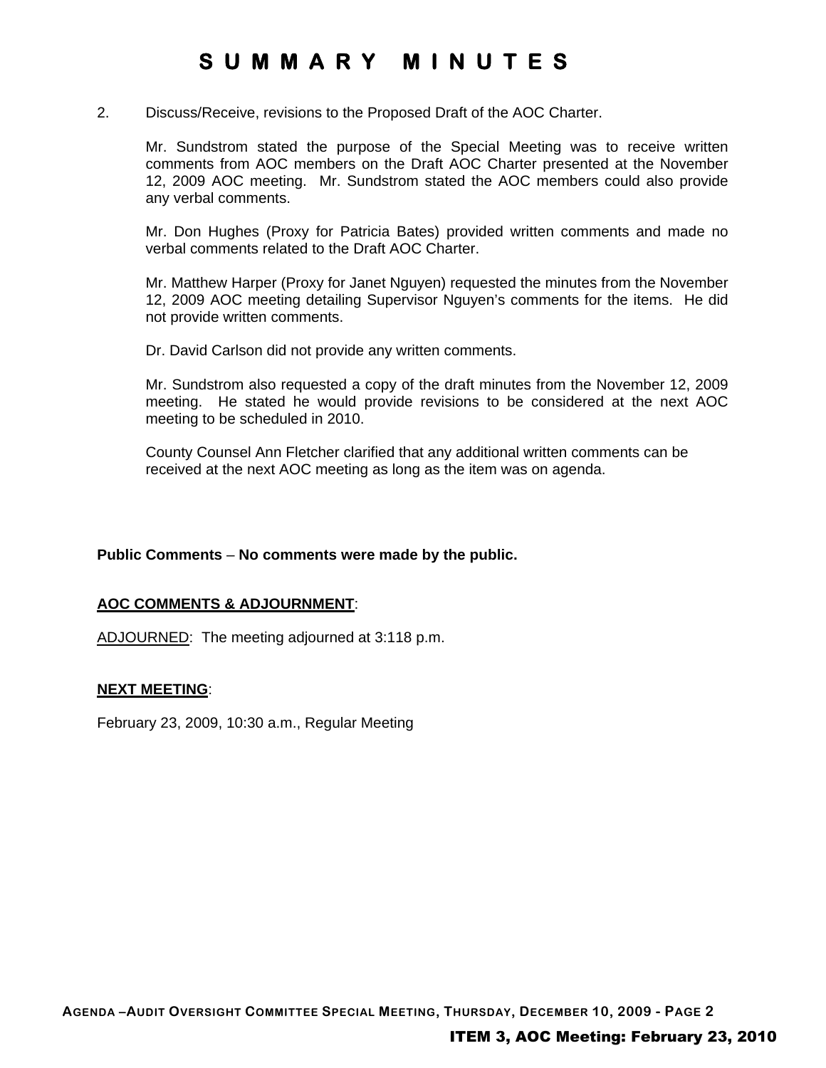# SUMMARY MINUTES

2. Discuss/Receive, revisions to the Proposed Draft of the AOC Charter.

   Mr. Sundstrom stated the purpose of the Special Meeting was to receive written comments from AOC members on the Draft AOC Charter presented at the November 12, 2009 AOC meeting. Mr. Sundstrom stated the AOC members could also provide any verbal comments.

   Mr. Don Hughes (Proxy for Patricia Bates) provided written comments and made no verbal comments related to the Draft AOC Charter.

   Mr. Matthew Harper (Proxy for Janet Nguyen) requested the minutes from the November 12, 2009 AOC meeting detailing Supervisor Nguyen's comments for the items. He did not provide written comments.

   Dr. David Carlson did not provide any written comments.

   Mr. Sundstrom also requested a copy of the draft minutes from the November 12, 2009 meeting. He stated he would provide revisions to be considered at the next AOC meeting to be scheduled in 2010.

   County Counsel Ann Fletcher clarified that any additional written comments can be received at the next AOC meeting as long as the item was on agenda.

**Public Comments** – **No comments were made by the public.**

**AOC COMMENTS & ADJOURNMENT**:

ADJOURNED: The meeting adjourned at 3:118 p.m.

**NEXT MEETING**:

February 23, 2009, 10:30 a.m., Regular Meeting